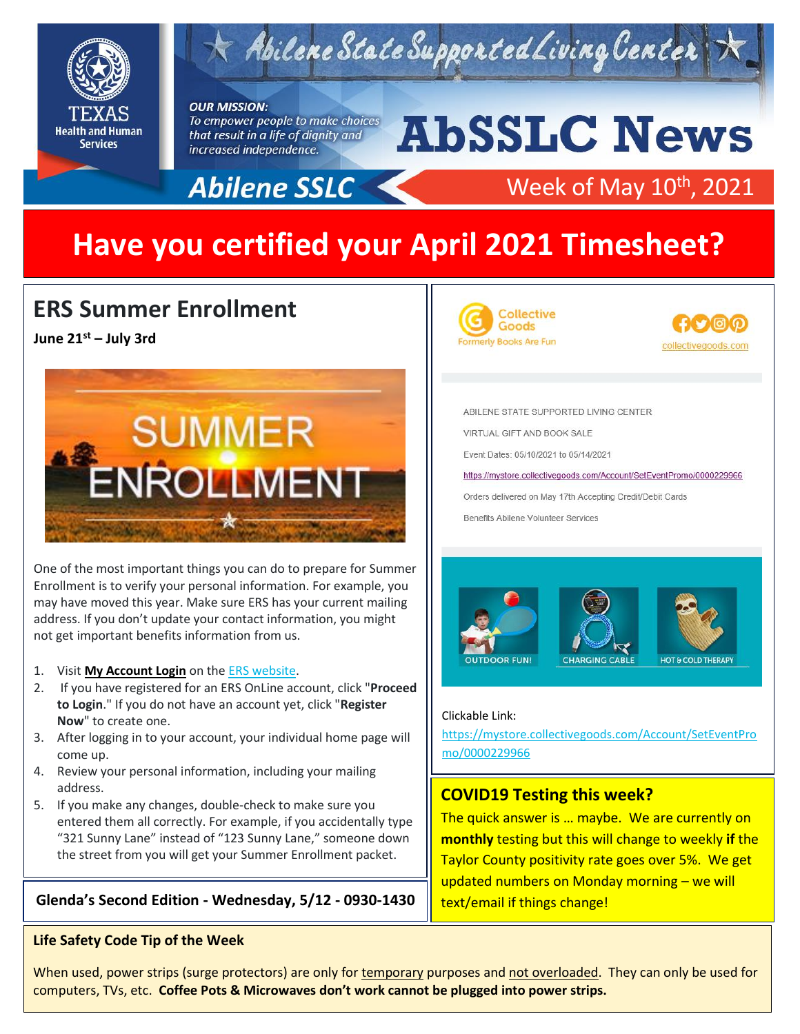# AbSSLC News

Abilene State Supported Living Center

**OUR MISSION:** *To empower people to make choices that result in a life of dignity and increased independence.*

Abilene SSLC — Week of May 10th, 2021

# Have you certified your April 2021 Timesheet?

## ERS Summer Enrollment

**June 21st – July 3rd**

SUMMER ENROLLMENT

One of the most important things you can do to prepare for Summer Enrollment is to verify your personal information. For example, you may have moved this year. Make sure ERS has your current mailing address. If you don't update your contact information, you might not get important benefits information from us.

1. Visit **My Account Login** on the ERS website.
2. If you have registered for an ERS OnLine account, click "**Proceed to Login**." If you do not have an account yet, click "**Register Now**" to create one.
3. After logging in to your account, your individual home page will come up.
4. Review your personal information, including your mailing address.
5. If you make any changes, double-check to make sure you entered them all correctly. For example, if you accidentally type "321 Sunny Lane" instead of "123 Sunny Lane," someone down the street from you will get your Summer Enrollment packet.

**Glenda's Second Edition - Wednesday, 5/12 - 0930-1430**

Collective Goods — Formerly Books Are Fun

collectivegoods.com

ABILENE STATE SUPPORTED LIVING CENTER

VIRTUAL GIFT AND BOOK SALE

Event Dates: 05/10/2021 to 05/14/2021

https://mystore.collectivegoods.com/Account/SetEventPromo/0000229966

Orders delivered on May 17th Accepting Credit/Debit Cards

Benefits Abilene Volunteer Services

OUTDOOR FUN! — CHARGING CABLE — HOT & COLD THERAPY

Clickable Link:
https://mystore.collectivegoods.com/Account/SetEventPromo/0000229966

## COVID19 Testing this week?

The quick answer is … maybe. We are currently on **monthly** testing but this will change to weekly **if** the Taylor County positivity rate goes over 5%. We get updated numbers on Monday morning – we will text/email if things change!

**Life Safety Code Tip of the Week**

When used, power strips (surge protectors) are only for temporary purposes and not overloaded. They can only be used for computers, TVs, etc. **Coffee Pots & Microwaves don't work cannot be plugged into power strips.**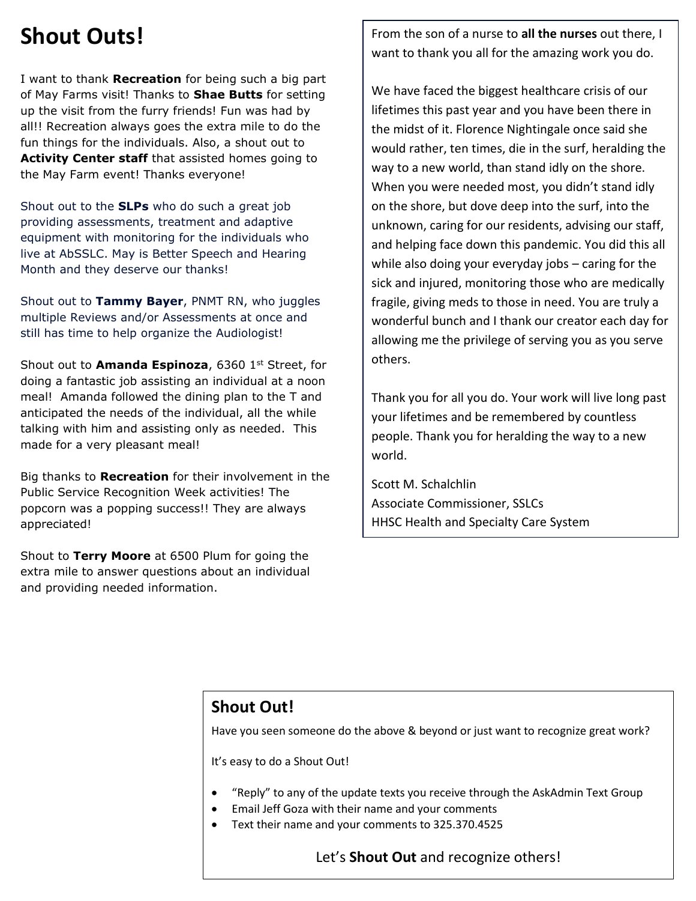# Shout Outs!

I want to thank **Recreation** for being such a big part of May Farms visit! Thanks to **Shae Butts** for setting up the visit from the furry friends! Fun was had by all!! Recreation always goes the extra mile to do the fun things for the individuals. Also, a shout out to **Activity Center staff** that assisted homes going to the May Farm event! Thanks everyone!

Shout out to the **SLPs** who do such a great job providing assessments, treatment and adaptive equipment with monitoring for the individuals who live at AbSSLC. May is Better Speech and Hearing Month and they deserve our thanks!

Shout out to **Tammy Bayer**, PNMT RN, who juggles multiple Reviews and/or Assessments at once and still has time to help organize the Audiologist!

Shout out to **Amanda Espinoza**, 6360 1st Street, for doing a fantastic job assisting an individual at a noon meal! Amanda followed the dining plan to the T and anticipated the needs of the individual, all the while talking with him and assisting only as needed. This made for a very pleasant meal!

Big thanks to **Recreation** for their involvement in the Public Service Recognition Week activities! The popcorn was a popping success!! They are always appreciated!

Shout to **Terry Moore** at 6500 Plum for going the extra mile to answer questions about an individual and providing needed information.

From the son of a nurse to **all the nurses** out there, I want to thank you all for the amazing work you do.

We have faced the biggest healthcare crisis of our lifetimes this past year and you have been there in the midst of it. Florence Nightingale once said she would rather, ten times, die in the surf, heralding the way to a new world, than stand idly on the shore. When you were needed most, you didn't stand idly on the shore, but dove deep into the surf, into the unknown, caring for our residents, advising our staff, and helping face down this pandemic. You did this all while also doing your everyday jobs – caring for the sick and injured, monitoring those who are medically fragile, giving meds to those in need. You are truly a wonderful bunch and I thank our creator each day for allowing me the privilege of serving you as you serve others.

Thank you for all you do. Your work will live long past your lifetimes and be remembered by countless people. Thank you for heralding the way to a new world.

Scott M. Schalchlin
Associate Commissioner, SSLCs
HHSC Health and Specialty Care System

## Shout Out!

Have you seen someone do the above & beyond or just want to recognize great work?

It's easy to do a Shout Out!

- "Reply" to any of the update texts you receive through the AskAdmin Text Group
- Email Jeff Goza with their name and your comments
- Text their name and your comments to 325.370.4525

Let's **Shout Out** and recognize others!